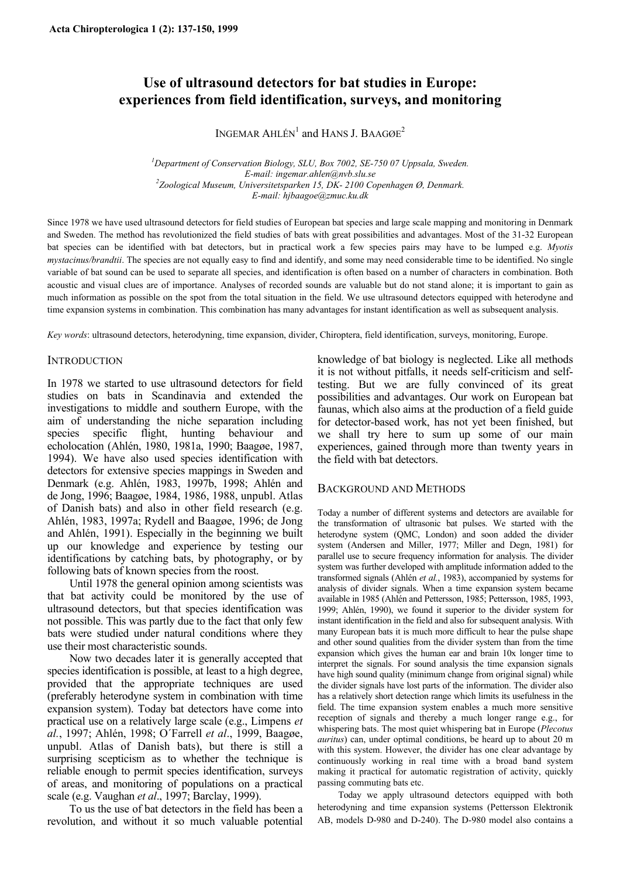# Use of ultrasound detectors for bat studies in Europe: experiences from field identification, surveys, and monitoring

INGEMAR AHLÉN[1] and HANS J. BAAGØE[2]

[1]*Department of Conservation Biology, SLU, Box 7002, SE-750 07 Uppsala, Sweden. E-mail: ingemar.ahlen@nvb.slu.se*
[2]*Zoological Museum, Universitetsparken 15, DK- 2100 Copenhagen Ø, Denmark. E-mail: hjbaagoe@zmuc.ku.dk*

Since 1978 we have used ultrasound detectors for field studies of European bat species and large scale mapping and monitoring in Denmark and Sweden. The method has revolutionized the field studies of bats with great possibilities and advantages. Most of the 31-32 European bat species can be identified with bat detectors, but in practical work a few species pairs may have to be lumped e.g. *Myotis mystacinus/brandtii*. The species are not equally easy to find and identify, and some may need considerable time to be identified. No single variable of bat sound can be used to separate all species, and identification is often based on a number of characters in combination. Both acoustic and visual clues are of importance. Analyses of recorded sounds are valuable but do not stand alone; it is important to gain as much information as possible on the spot from the total situation in the field. We use ultrasound detectors equipped with heterodyne and time expansion systems in combination. This combination has many advantages for instant identification as well as subsequent analysis.

*Key words*: ultrasound detectors, heterodyning, time expansion, divider, Chiroptera, field identification, surveys, monitoring, Europe.

## INTRODUCTION

In 1978 we started to use ultrasound detectors for field studies on bats in Scandinavia and extended the investigations to middle and southern Europe, with the aim of understanding the niche separation including species specific flight, hunting behaviour and echolocation (Ahlén, 1980, 1981a, 1990; Baagøe, 1987, 1994). We have also used species identification with detectors for extensive species mappings in Sweden and Denmark (e.g. Ahlén, 1983, 1997b, 1998; Ahlén and de Jong, 1996; Baagøe, 1984, 1986, 1988, unpubl. Atlas of Danish bats) and also in other field research (e.g. Ahlén, 1983, 1997a; Rydell and Baagøe, 1996; de Jong and Ahlén, 1991). Especially in the beginning we built up our knowledge and experience by testing our identifications by catching bats, by photography, or by following bats of known species from the roost.

Until 1978 the general opinion among scientists was that bat activity could be monitored by the use of ultrasound detectors, but that species identification was not possible. This was partly due to the fact that only few bats were studied under natural conditions where they use their most characteristic sounds.

Now two decades later it is generally accepted that species identification is possible, at least to a high degree, provided that the appropriate techniques are used (preferably heterodyne system in combination with time expansion system). Today bat detectors have come into practical use on a relatively large scale (e.g., Limpens *et al.*, 1997; Ahlén, 1998; O´Farrell *et al*., 1999, Baagøe, unpubl. Atlas of Danish bats), but there is still a surprising scepticism as to whether the technique is reliable enough to permit species identification, surveys of areas, and monitoring of populations on a practical scale (e.g. Vaughan *et al*., 1997; Barclay, 1999).

To us the use of bat detectors in the field has been a revolution, and without it so much valuable potential knowledge of bat biology is neglected. Like all methods it is not without pitfalls, it needs self-criticism and self-testing. But we are fully convinced of its great possibilities and advantages. Our work on European bat faunas, which also aims at the production of a field guide for detector-based work, has not yet been finished, but we shall try here to sum up some of our main experiences, gained through more than twenty years in the field with bat detectors.

## BACKGROUND AND METHODS

Today a number of different systems and detectors are available for the transformation of ultrasonic bat pulses. We started with the heterodyne system (QMC, London) and soon added the divider system (Andersen and Miller, 1977; Miller and Degn, 1981) for parallel use to secure frequency information for analysis. The divider system was further developed with amplitude information added to the transformed signals (Ahlén *et al.*, 1983), accompanied by systems for analysis of divider signals. When a time expansion system became available in 1985 (Ahlén and Pettersson, 1985; Pettersson, 1985, 1993, 1999; Ahlén, 1990), we found it superior to the divider system for instant identification in the field and also for subsequent analysis. With many European bats it is much more difficult to hear the pulse shape and other sound qualities from the divider system than from the time expansion which gives the human ear and brain 10x longer time to interpret the signals. For sound analysis the time expansion signals have high sound quality (minimum change from original signal) while the divider signals have lost parts of the information. The divider also has a relatively short detection range which limits its usefulness in the field. The time expansion system enables a much more sensitive reception of signals and thereby a much longer range e.g., for whispering bats. The most quiet whispering bat in Europe (*Plecotus auritus*) can, under optimal conditions, be heard up to about 20 m with this system. However, the divider has one clear advantage by continuously working in real time with a broad band system making it practical for automatic registration of activity, quickly passing commuting bats etc.

Today we apply ultrasound detectors equipped with both heterodyning and time expansion systems (Pettersson Elektronik AB, models D-980 and D-240). The D-980 model also contains a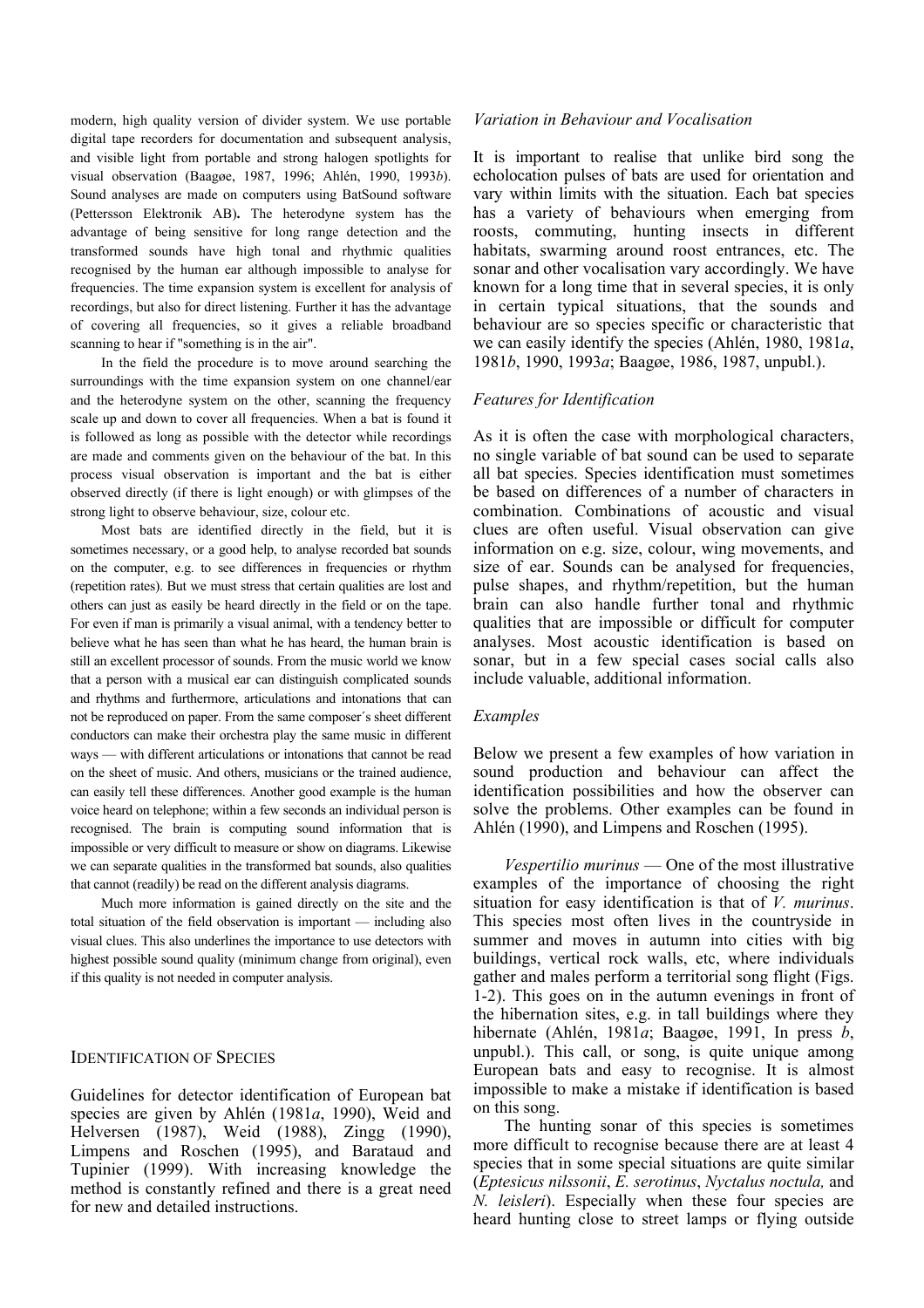modern, high quality version of divider system. We use portable digital tape recorders for documentation and subsequent analysis, and visible light from portable and strong halogen spotlights for visual observation (Baagøe, 1987, 1996; Ahlén, 1990, 1993*b*). Sound analyses are made on computers using BatSound software (Pettersson Elektronik AB). The heterodyne system has the advantage of being sensitive for long range detection and the transformed sounds have high tonal and rhythmic qualities recognised by the human ear although impossible to analyse for frequencies. The time expansion system is excellent for analysis of recordings, but also for direct listening. Further it has the advantage of covering all frequencies, so it gives a reliable broadband scanning to hear if "something is in the air".

In the field the procedure is to move around searching the surroundings with the time expansion system on one channel/ear and the heterodyne system on the other, scanning the frequency scale up and down to cover all frequencies. When a bat is found it is followed as long as possible with the detector while recordings are made and comments given on the behaviour of the bat. In this process visual observation is important and the bat is either observed directly (if there is light enough) or with glimpses of the strong light to observe behaviour, size, colour etc.

Most bats are identified directly in the field, but it is sometimes necessary, or a good help, to analyse recorded bat sounds on the computer, e.g. to see differences in frequencies or rhythm (repetition rates). But we must stress that certain qualities are lost and others can just as easily be heard directly in the field or on the tape. For even if man is primarily a visual animal, with a tendency better to believe what he has seen than what he has heard, the human brain is still an excellent processor of sounds. From the music world we know that a person with a musical ear can distinguish complicated sounds and rhythms and furthermore, articulations and intonations that can not be reproduced on paper. From the same composer´s sheet different conductors can make their orchestra play the same music in different ways — with different articulations or intonations that cannot be read on the sheet of music. And others, musicians or the trained audience, can easily tell these differences. Another good example is the human voice heard on telephone; within a few seconds an individual person is recognised. The brain is computing sound information that is impossible or very difficult to measure or show on diagrams. Likewise we can separate qualities in the transformed bat sounds, also qualities that cannot (readily) be read on the different analysis diagrams.

Much more information is gained directly on the site and the total situation of the field observation is important — including also visual clues. This also underlines the importance to use detectors with highest possible sound quality (minimum change from original), even if this quality is not needed in computer analysis.

## IDENTIFICATION OF SPECIES

Guidelines for detector identification of European bat species are given by Ahlén (1981*a*, 1990), Weid and Helversen (1987), Weid (1988), Zingg (1990), Limpens and Roschen (1995), and Barataud and Tupinier (1999). With increasing knowledge the method is constantly refined and there is a great need for new and detailed instructions.

### *Variation in Behaviour and Vocalisation*

It is important to realise that unlike bird song the echolocation pulses of bats are used for orientation and vary within limits with the situation. Each bat species has a variety of behaviours when emerging from roosts, commuting, hunting insects in different habitats, swarming around roost entrances, etc. The sonar and other vocalisation vary accordingly. We have known for a long time that in several species, it is only in certain typical situations, that the sounds and behaviour are so species specific or characteristic that we can easily identify the species (Ahlén, 1980, 1981*a*, 1981*b*, 1990, 1993*a*; Baagøe, 1986, 1987, unpubl.).

### *Features for Identification*

As it is often the case with morphological characters, no single variable of bat sound can be used to separate all bat species. Species identification must sometimes be based on differences of a number of characters in combination. Combinations of acoustic and visual clues are often useful. Visual observation can give information on e.g. size, colour, wing movements, and size of ear. Sounds can be analysed for frequencies, pulse shapes, and rhythm/repetition, but the human brain can also handle further tonal and rhythmic qualities that are impossible or difficult for computer analyses. Most acoustic identification is based on sonar, but in a few special cases social calls also include valuable, additional information.

### *Examples*

Below we present a few examples of how variation in sound production and behaviour can affect the identification possibilities and how the observer can solve the problems. Other examples can be found in Ahlén (1990), and Limpens and Roschen (1995).

*Vespertilio murinus* — One of the most illustrative examples of the importance of choosing the right situation for easy identification is that of *V. murinus*. This species most often lives in the countryside in summer and moves in autumn into cities with big buildings, vertical rock walls, etc, where individuals gather and males perform a territorial song flight (Figs. 1-2). This goes on in the autumn evenings in front of the hibernation sites, e.g. in tall buildings where they hibernate (Ahlén, 1981*a*; Baagøe, 1991, In press *b*, unpubl.). This call, or song, is quite unique among European bats and easy to recognise. It is almost impossible to make a mistake if identification is based on this song.

The hunting sonar of this species is sometimes more difficult to recognise because there are at least 4 species that in some special situations are quite similar (*Eptesicus nilssonii*, *E. serotinus*, *Nyctalus noctula,* and *N. leisleri*). Especially when these four species are heard hunting close to street lamps or flying outside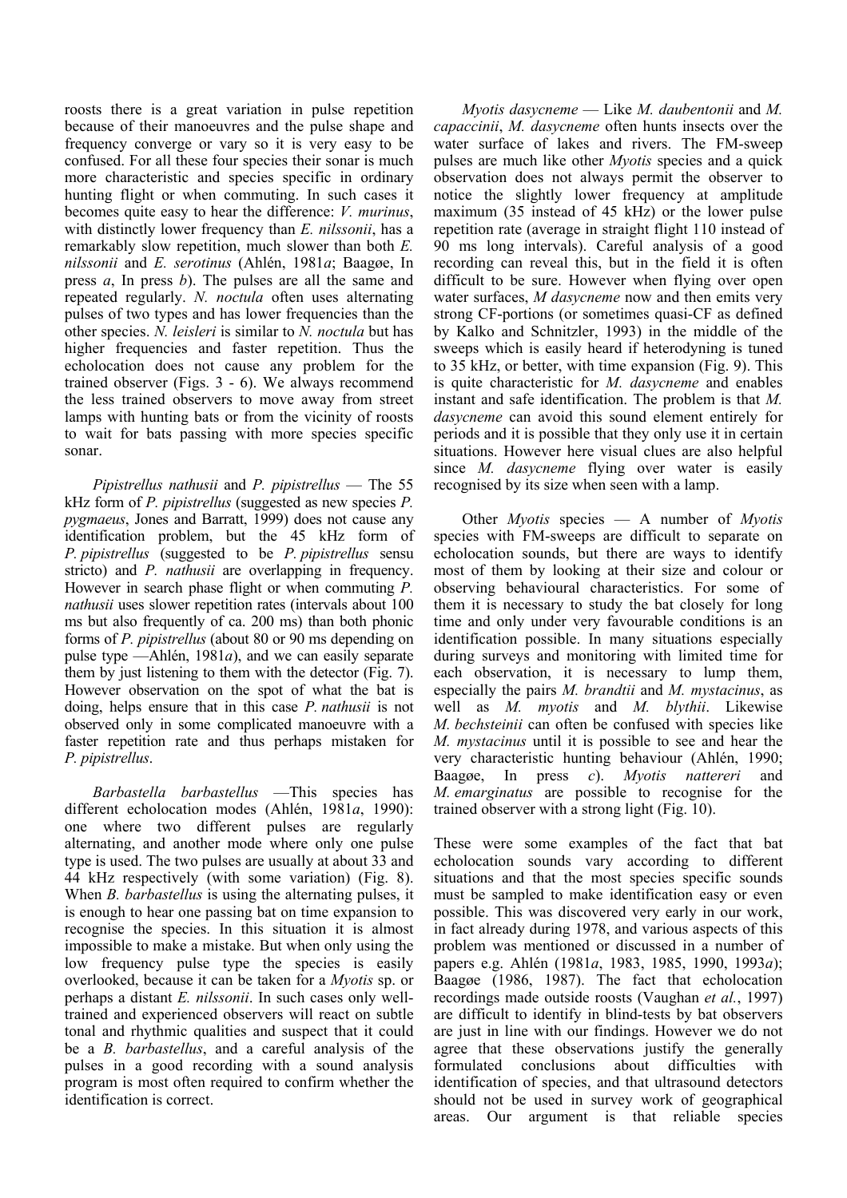roosts there is a great variation in pulse repetition because of their manoeuvres and the pulse shape and frequency converge or vary so it is very easy to be confused. For all these four species their sonar is much more characteristic and species specific in ordinary hunting flight or when commuting. In such cases it becomes quite easy to hear the difference: *V. murinus*, with distinctly lower frequency than *E. nilssonii*, has a remarkably slow repetition, much slower than both *E. nilssonii* and *E. serotinus* (Ahlén, 1981*a*; Baagøe, In press *a*, In press *b*). The pulses are all the same and repeated regularly. *N. noctula* often uses alternating pulses of two types and has lower frequencies than the other species. *N. leisleri* is similar to *N. noctula* but has higher frequencies and faster repetition. Thus the echolocation does not cause any problem for the trained observer (Figs. 3 - 6). We always recommend the less trained observers to move away from street lamps with hunting bats or from the vicinity of roosts to wait for bats passing with more species specific sonar.

*Pipistrellus nathusii* and *P. pipistrellus* — The 55 kHz form of *P. pipistrellus* (suggested as new species *P. pygmaeus*, Jones and Barratt, 1999) does not cause any identification problem, but the 45 kHz form of *P. pipistrellus* (suggested to be *P. pipistrellus* sensu stricto) and *P. nathusii* are overlapping in frequency. However in search phase flight or when commuting *P. nathusii* uses slower repetition rates (intervals about 100 ms but also frequently of ca. 200 ms) than both phonic forms of *P. pipistrellus* (about 80 or 90 ms depending on pulse type —Ahlén, 1981*a*), and we can easily separate them by just listening to them with the detector (Fig. 7). However observation on the spot of what the bat is doing, helps ensure that in this case *P. nathusii* is not observed only in some complicated manoeuvre with a faster repetition rate and thus perhaps mistaken for *P. pipistrellus*.

*Barbastella barbastellus* —This species has different echolocation modes (Ahlén, 1981*a*, 1990): one where two different pulses are regularly alternating, and another mode where only one pulse type is used. The two pulses are usually at about 33 and 44 kHz respectively (with some variation) (Fig. 8). When *B. barbastellus* is using the alternating pulses, it is enough to hear one passing bat on time expansion to recognise the species. In this situation it is almost impossible to make a mistake. But when only using the low frequency pulse type the species is easily overlooked, because it can be taken for a *Myotis* sp. or perhaps a distant *E. nilssonii*. In such cases only well-trained and experienced observers will react on subtle tonal and rhythmic qualities and suspect that it could be a *B. barbastellus*, and a careful analysis of the pulses in a good recording with a sound analysis program is most often required to confirm whether the identification is correct.

*Myotis dasycneme* — Like *M. daubentonii* and *M. capaccinii*, *M. dasycneme* often hunts insects over the water surface of lakes and rivers. The FM-sweep pulses are much like other *Myotis* species and a quick observation does not always permit the observer to notice the slightly lower frequency at amplitude maximum (35 instead of 45 kHz) or the lower pulse repetition rate (average in straight flight 110 instead of 90 ms long intervals). Careful analysis of a good recording can reveal this, but in the field it is often difficult to be sure. However when flying over open water surfaces, *M dasycneme* now and then emits very strong CF-portions (or sometimes quasi-CF as defined by Kalko and Schnitzler, 1993) in the middle of the sweeps which is easily heard if heterodyning is tuned to 35 kHz, or better, with time expansion (Fig. 9). This is quite characteristic for *M. dasycneme* and enables instant and safe identification. The problem is that *M. dasycneme* can avoid this sound element entirely for periods and it is possible that they only use it in certain situations. However here visual clues are also helpful since *M. dasycneme* flying over water is easily recognised by its size when seen with a lamp.

Other *Myotis* species — A number of *Myotis* species with FM-sweeps are difficult to separate on echolocation sounds, but there are ways to identify most of them by looking at their size and colour or observing behavioural characteristics. For some of them it is necessary to study the bat closely for long time and only under very favourable conditions is an identification possible. In many situations especially during surveys and monitoring with limited time for each observation, it is necessary to lump them, especially the pairs *M. brandtii* and *M. mystacinus*, as well as *M. myotis* and *M. blythii*. Likewise *M. bechsteinii* can often be confused with species like *M. mystacinus* until it is possible to see and hear the very characteristic hunting behaviour (Ahlén, 1990; Baagøe, In press *c*). *Myotis nattereri* and *M. emarginatus* are possible to recognise for the trained observer with a strong light (Fig. 10).

These were some examples of the fact that bat echolocation sounds vary according to different situations and that the most species specific sounds must be sampled to make identification easy or even possible. This was discovered very early in our work, in fact already during 1978, and various aspects of this problem was mentioned or discussed in a number of papers e.g. Ahlén (1981*a*, 1983, 1985, 1990, 1993*a*); Baagøe (1986, 1987). The fact that echolocation recordings made outside roosts (Vaughan *et al.*, 1997) are difficult to identify in blind-tests by bat observers are just in line with our findings. However we do not agree that these observations justify the generally formulated conclusions about difficulties with identification of species, and that ultrasound detectors should not be used in survey work of geographical areas. Our argument is that reliable species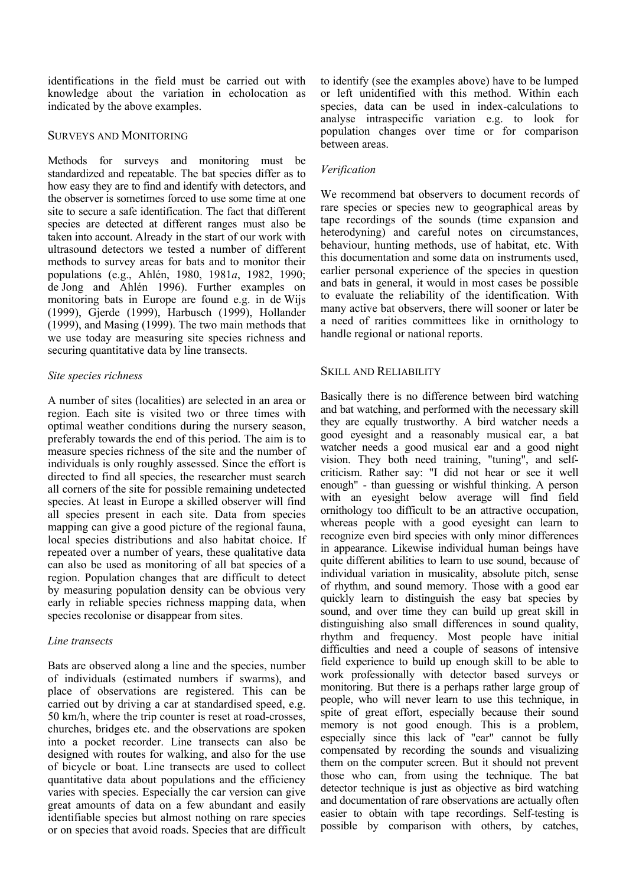identifications in the field must be carried out with knowledge about the variation in echolocation as indicated by the above examples.

## SURVEYS AND MONITORING

Methods for surveys and monitoring must be standardized and repeatable. The bat species differ as to how easy they are to find and identify with detectors, and the observer is sometimes forced to use some time at one site to secure a safe identification. The fact that different species are detected at different ranges must also be taken into account. Already in the start of our work with ultrasound detectors we tested a number of different methods to survey areas for bats and to monitor their populations (e.g., Ahlén, 1980, 1981*a*, 1982, 1990; de Jong and Ahlén 1996). Further examples on monitoring bats in Europe are found e.g. in de Wijs (1999), Gjerde (1999), Harbusch (1999), Hollander (1999), and Masing (1999). The two main methods that we use today are measuring site species richness and securing quantitative data by line transects.

### *Site species richness*

A number of sites (localities) are selected in an area or region. Each site is visited two or three times with optimal weather conditions during the nursery season, preferably towards the end of this period. The aim is to measure species richness of the site and the number of individuals is only roughly assessed. Since the effort is directed to find all species, the researcher must search all corners of the site for possible remaining undetected species. At least in Europe a skilled observer will find all species present in each site. Data from species mapping can give a good picture of the regional fauna, local species distributions and also habitat choice. If repeated over a number of years, these qualitative data can also be used as monitoring of all bat species of a region. Population changes that are difficult to detect by measuring population density can be obvious very early in reliable species richness mapping data, when species recolonise or disappear from sites.

### *Line transects*

Bats are observed along a line and the species, number of individuals (estimated numbers if swarms), and place of observations are registered. This can be carried out by driving a car at standardised speed, e.g. 50 km/h, where the trip counter is reset at road-crosses, churches, bridges etc. and the observations are spoken into a pocket recorder. Line transects can also be designed with routes for walking, and also for the use of bicycle or boat. Line transects are used to collect quantitative data about populations and the efficiency varies with species. Especially the car version can give great amounts of data on a few abundant and easily identifiable species but almost nothing on rare species or on species that avoid roads. Species that are difficult to identify (see the examples above) have to be lumped or left unidentified with this method. Within each species, data can be used in index-calculations to analyse intraspecific variation e.g. to look for population changes over time or for comparison between areas.

### *Verification*

We recommend bat observers to document records of rare species or species new to geographical areas by tape recordings of the sounds (time expansion and heterodyning) and careful notes on circumstances, behaviour, hunting methods, use of habitat, etc. With this documentation and some data on instruments used, earlier personal experience of the species in question and bats in general, it would in most cases be possible to evaluate the reliability of the identification. With many active bat observers, there will sooner or later be a need of rarities committees like in ornithology to handle regional or national reports.

## SKILL AND RELIABILITY

Basically there is no difference between bird watching and bat watching, and performed with the necessary skill they are equally trustworthy. A bird watcher needs a good eyesight and a reasonably musical ear, a bat watcher needs a good musical ear and a good night vision. They both need training, "tuning", and self-criticism. Rather say: "I did not hear or see it well enough" - than guessing or wishful thinking. A person with an eyesight below average will find field ornithology too difficult to be an attractive occupation, whereas people with a good eyesight can learn to recognize even bird species with only minor differences in appearance. Likewise individual human beings have quite different abilities to learn to use sound, because of individual variation in musicality, absolute pitch, sense of rhythm, and sound memory. Those with a good ear quickly learn to distinguish the easy bat species by sound, and over time they can build up great skill in distinguishing also small differences in sound quality, rhythm and frequency. Most people have initial difficulties and need a couple of seasons of intensive field experience to build up enough skill to be able to work professionally with detector based surveys or monitoring. But there is a perhaps rather large group of people, who will never learn to use this technique, in spite of great effort, especially because their sound memory is not good enough. This is a problem, especially since this lack of "ear" cannot be fully compensated by recording the sounds and visualizing them on the computer screen. But it should not prevent those who can, from using the technique. The bat detector technique is just as objective as bird watching and documentation of rare observations are actually often easier to obtain with tape recordings. Self-testing is possible by comparison with others, by catches,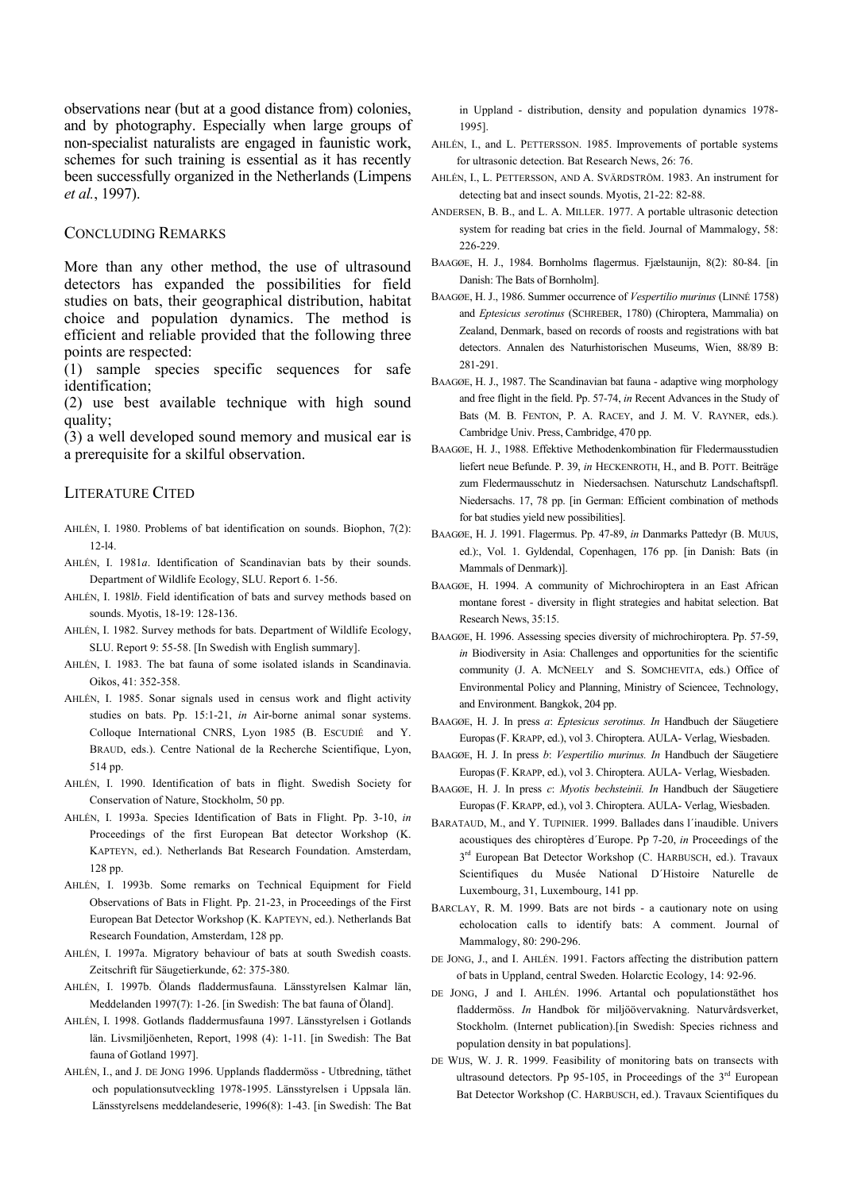observations near (but at a good distance from) colonies, and by photography. Especially when large groups of non-specialist naturalists are engaged in faunistic work, schemes for such training is essential as it has recently been successfully organized in the Netherlands (Limpens *et al.*, 1997).

## Concluding Remarks

More than any other method, the use of ultrasound detectors has expanded the possibilities for field studies on bats, their geographical distribution, habitat choice and population dynamics. The method is efficient and reliable provided that the following three points are respected:

(1) sample species specific sequences for safe identification;

(2) use best available technique with high sound quality;

(3) a well developed sound memory and musical ear is a prerequisite for a skilful observation.

## Literature Cited

Ahlén, I. 1980. Problems of bat identification on sounds. Biophon, 7(2): 12-l4.

Ahlén, I. 1981*a*. Identification of Scandinavian bats by their sounds. Department of Wildlife Ecology, SLU. Report 6. 1-56.

Ahlén, I. 198l*b*. Field identification of bats and survey methods based on sounds. Myotis, 18-19: 128-136.

Ahlén, I. 1982. Survey methods for bats. Department of Wildlife Ecology, SLU. Report 9: 55-58. [In Swedish with English summary].

Ahlén, I. 1983. The bat fauna of some isolated islands in Scandinavia. Oikos, 41: 352-358.

Ahlén, I. 1985. Sonar signals used in census work and flight activity studies on bats. Pp. 15:1-21, *in* Air-borne animal sonar systems. Colloque International CNRS, Lyon 1985 (B. Escudié and Y. Braud, eds.). Centre National de la Recherche Scientifique, Lyon, 514 pp.

Ahlén, I. 1990. Identification of bats in flight. Swedish Society for Conservation of Nature, Stockholm, 50 pp.

Ahlén, I. 1993a. Species Identification of Bats in Flight. Pp. 3-10, *in* Proceedings of the first European Bat detector Workshop (K. Kapteyn, ed.). Netherlands Bat Research Foundation. Amsterdam, 128 pp.

Ahlén, I. 1993b. Some remarks on Technical Equipment for Field Observations of Bats in Flight. Pp. 21-23, in Proceedings of the First European Bat Detector Workshop (K. Kapteyn, ed.). Netherlands Bat Research Foundation, Amsterdam, 128 pp.

Ahlén, I. 1997a. Migratory behaviour of bats at south Swedish coasts. Zeitschrift für Säugetierkunde, 62: 375-380.

Ahlén, I. 1997b. Ölands fladdermusfauna. Länsstyrelsen Kalmar län, Meddelanden 1997(7): 1-26. [in Swedish: The bat fauna of Öland].

Ahlén, I. 1998. Gotlands fladdermusfauna 1997. Länsstyrelsen i Gotlands län. Livsmiljöenheten, Report, 1998 (4): 1-11. [in Swedish: The Bat fauna of Gotland 1997].

Ahlén, I., and J. de Jong 1996. Upplands fladdermöss - Utbredning, täthet och populationsutveckling 1978-1995. Länsstyrelsen i Uppsala län. Länsstyrelsens meddelandeserie, 1996(8): 1-43. [in Swedish: The Bat in Uppland - distribution, density and population dynamics 1978-1995].

Ahlén, I., and L. Pettersson. 1985. Improvements of portable systems for ultrasonic detection. Bat Research News, 26: 76.

Ahlén, I., L. Pettersson, and A. Svärdström. 1983. An instrument for detecting bat and insect sounds. Myotis, 21-22: 82-88.

Andersen, B. B., and L. A. Miller. 1977. A portable ultrasonic detection system for reading bat cries in the field. Journal of Mammalogy, 58: 226-229.

Baagøe, H. J., 1984. Bornholms flagermus. Fjælstaunijn, 8(2): 80-84. [in Danish: The Bats of Bornholm].

Baagøe, H. J., 1986. Summer occurrence of *Vespertilio murinus* (Linné 1758) and *Eptesicus serotinus* (Schreber, 1780) (Chiroptera, Mammalia) on Zealand, Denmark, based on records of roosts and registrations with bat detectors. Annalen des Naturhistorischen Museums, Wien, 88/89 B: 281-291.

Baagøe, H. J., 1987. The Scandinavian bat fauna - adaptive wing morphology and free flight in the field. Pp. 57-74, *in* Recent Advances in the Study of Bats (M. B. Fenton, P. A. Racey, and J. M. V. Rayner, eds.). Cambridge Univ. Press, Cambridge, 470 pp.

Baagøe, H. J., 1988. Effektive Methodenkombination für Fledermausstudien liefert neue Befunde. P. 39, *in* Heckenroth, H., and B. Pott. Beiträge zum Fledermausschutz in Niedersachsen. Naturschutz Landschaftspfl. Niedersachs. 17, 78 pp. [in German: Efficient combination of methods for bat studies yield new possibilities].

Baagøe, H. J. 1991. Flagermus. Pp. 47-89, *in* Danmarks Pattedyr (B. Muus, ed.):, Vol. 1. Gyldendal, Copenhagen, 176 pp. [in Danish: Bats (in Mammals of Denmark)].

Baagøe, H. 1994. A community of Michrochiroptera in an East African montane forest - diversity in flight strategies and habitat selection. Bat Research News, 35:15.

Baagøe, H. 1996. Assessing species diversity of michrochiroptera. Pp. 57-59, *in* Biodiversity in Asia: Challenges and opportunities for the scientific community (J. A. McNeely and S. Somchevita, eds.) Office of Environmental Policy and Planning, Ministry of Sciencee, Technology, and Environment. Bangkok, 204 pp.

Baagøe, H. J. In press *a*: *Eptesicus serotinus. In* Handbuch der Säugetiere Europas (F. Krapp, ed.), vol 3. Chiroptera. AULA- Verlag, Wiesbaden.

Baagøe, H. J. In press *b*: *Vespertilio murinus. In* Handbuch der Säugetiere Europas (F. Krapp, ed.), vol 3. Chiroptera. AULA- Verlag, Wiesbaden.

Baagøe, H. J. In press *c*: *Myotis bechsteinii. In* Handbuch der Säugetiere Europas (F. Krapp, ed.), vol 3. Chiroptera. AULA- Verlag, Wiesbaden.

Barataud, M., and Y. Tupinier. 1999. Ballades dans l´inaudible. Univers acoustiques des chiroptères d´Europe. Pp 7-20, *in* Proceedings of the 3rd European Bat Detector Workshop (C. Harbusch, ed.). Travaux Scientifiques du Musée National D´Histoire Naturelle de Luxembourg, 31, Luxembourg, 141 pp.

Barclay, R. M. 1999. Bats are not birds - a cautionary note on using echolocation calls to identify bats: A comment. Journal of Mammalogy, 80: 290-296.

de Jong, J., and I. Ahlén. 1991. Factors affecting the distribution pattern of bats in Uppland, central Sweden. Holarctic Ecology, 14: 92-96.

de Jong, J and I. Ahlén. 1996. Artantal och populationstäthet hos fladdermöss. *In* Handbok för miljöövervakning. Naturvårdsverket, Stockholm. (Internet publication).[in Swedish: Species richness and population density in bat populations].

de Wijs, W. J. R. 1999. Feasibility of monitoring bats on transects with ultrasound detectors. Pp 95-105, in Proceedings of the 3rd European Bat Detector Workshop (C. Harbusch, ed.). Travaux Scientifiques du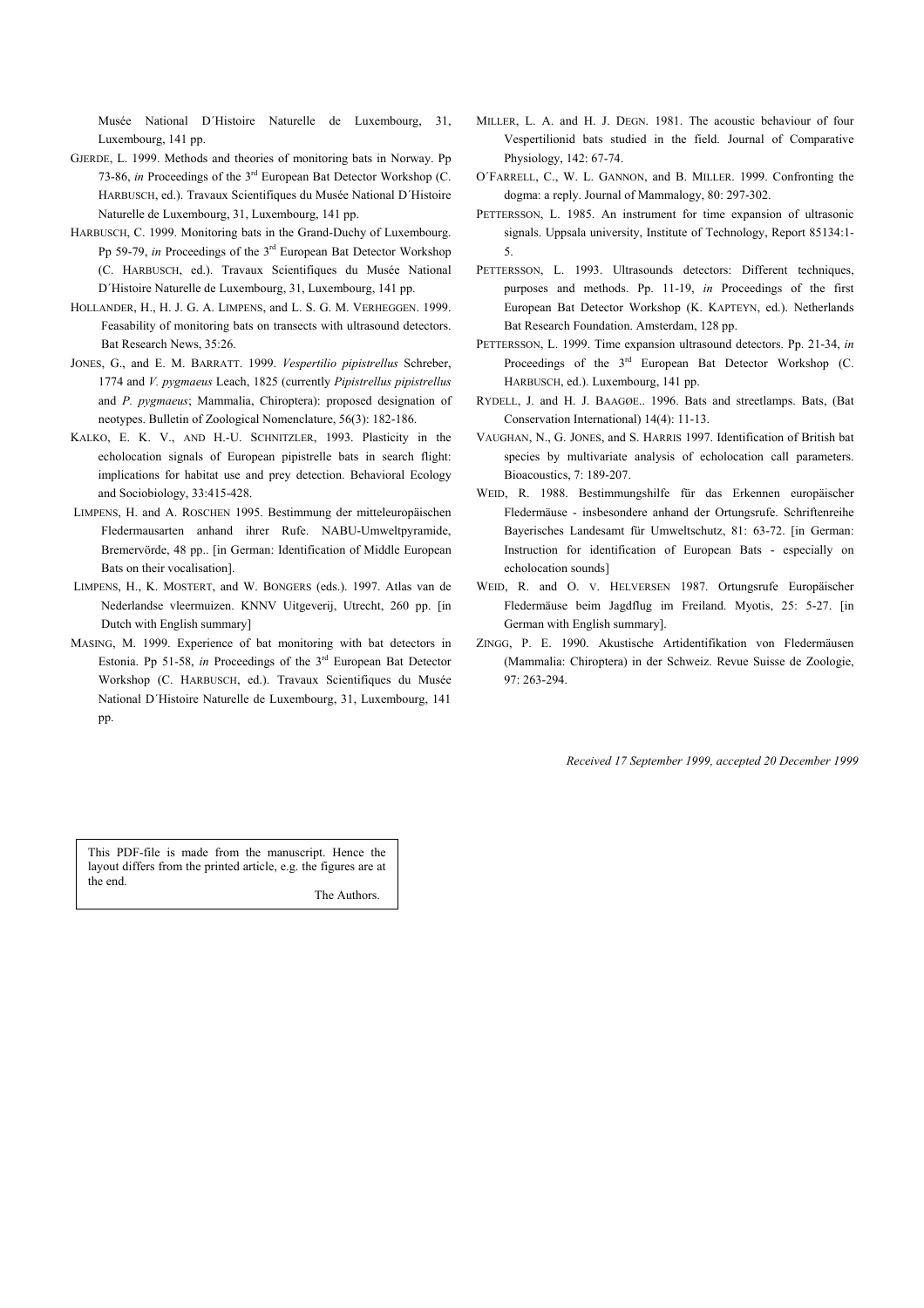Musée National D´Histoire Naturelle de Luxembourg, 31, Luxembourg, 141 pp.

GJERDE, L. 1999. Methods and theories of monitoring bats in Norway. Pp 73-86, *in* Proceedings of the 3rd European Bat Detector Workshop (C. HARBUSCH, ed.). Travaux Scientifiques du Musée National D´Histoire Naturelle de Luxembourg, 31, Luxembourg, 141 pp.

HARBUSCH, C. 1999. Monitoring bats in the Grand-Duchy of Luxembourg. Pp 59-79, *in* Proceedings of the 3rd European Bat Detector Workshop (C. HARBUSCH, ed.). Travaux Scientifiques du Musée National D´Histoire Naturelle de Luxembourg, 31, Luxembourg, 141 pp.

HOLLANDER, H., H. J. G. A. LIMPENS, and L. S. G. M. VERHEGGEN. 1999. Feasability of monitoring bats on transects with ultrasound detectors. Bat Research News, 35:26.

JONES, G., and E. M. BARRATT. 1999. *Vespertilio pipistrellus* Schreber, 1774 and *V. pygmaeus* Leach, 1825 (currently *Pipistrellus pipistrellus* and *P. pygmaeus*; Mammalia, Chiroptera): proposed designation of neotypes. Bulletin of Zoological Nomenclature, 56(3): 182-186.

KALKO, E. K. V., AND H.-U. SCHNITZLER, 1993. Plasticity in the echolocation signals of European pipistrelle bats in search flight: implications for habitat use and prey detection. Behavioral Ecology and Sociobiology, 33:415-428.

LIMPENS, H. and A. ROSCHEN 1995. Bestimmung der mitteleuropäischen Fledermausarten anhand ihrer Rufe. NABU-Umweltpyramide, Bremervörde, 48 pp.. [in German: Identification of Middle European Bats on their vocalisation].

LIMPENS, H., K. MOSTERT, and W. BONGERS (eds.). 1997. Atlas van de Nederlandse vleermuizen. KNNV Uitgeverij, Utrecht, 260 pp. [in Dutch with English summary]

MASING, M. 1999. Experience of bat monitoring with bat detectors in Estonia. Pp 51-58, *in* Proceedings of the 3rd European Bat Detector Workshop (C. HARBUSCH, ed.). Travaux Scientifiques du Musée National D´Histoire Naturelle de Luxembourg, 31, Luxembourg, 141 pp.

MILLER, L. A. and H. J. DEGN. 1981. The acoustic behaviour of four Vespertilionid bats studied in the field. Journal of Comparative Physiology, 142: 67-74.

O´FARRELL, C., W. L. GANNON, and B. MILLER. 1999. Confronting the dogma: a reply. Journal of Mammalogy, 80: 297-302.

PETTERSSON, L. 1985. An instrument for time expansion of ultrasonic signals. Uppsala university, Institute of Technology, Report 85134:1-5.

PETTERSSON, L. 1993. Ultrasounds detectors: Different techniques, purposes and methods. Pp. 11-19, *in* Proceedings of the first European Bat Detector Workshop (K. KAPTEYN, ed.). Netherlands Bat Research Foundation. Amsterdam, 128 pp.

PETTERSSON, L. 1999. Time expansion ultrasound detectors. Pp. 21-34, *in* Proceedings of the 3rd European Bat Detector Workshop (C. HARBUSCH, ed.). Luxembourg, 141 pp.

RYDELL, J. and H. J. BAAGØE.. 1996. Bats and streetlamps. Bats, (Bat Conservation International) 14(4): 11-13.

VAUGHAN, N., G. JONES, and S. HARRIS 1997. Identification of British bat species by multivariate analysis of echolocation call parameters. Bioacoustics, 7: 189-207.

WEID, R. 1988. Bestimmungshilfe für das Erkennen europäischer Fledermäuse - insbesondere anhand der Ortungsrufe. Schriftenreihe Bayerisches Landesamt für Umweltschutz, 81: 63-72. [in German: Instruction for identification of European Bats - especially on echolocation sounds]

WEID, R. and O. V. HELVERSEN 1987. Ortungsrufe Europäischer Fledermäuse beim Jagdflug im Freiland. Myotis, 25: 5-27. [in German with English summary].

ZINGG, P. E. 1990. Akustische Artidentifikation von Fledermäusen (Mammalia: Chiroptera) in der Schweiz. Revue Suisse de Zoologie, 97: 263-294.

*Received 17 September 1999, accepted 20 December 1999*

This PDF-file is made from the manuscript. Hence the layout differs from the printed article, e.g. the figures are at the end.

The Authors.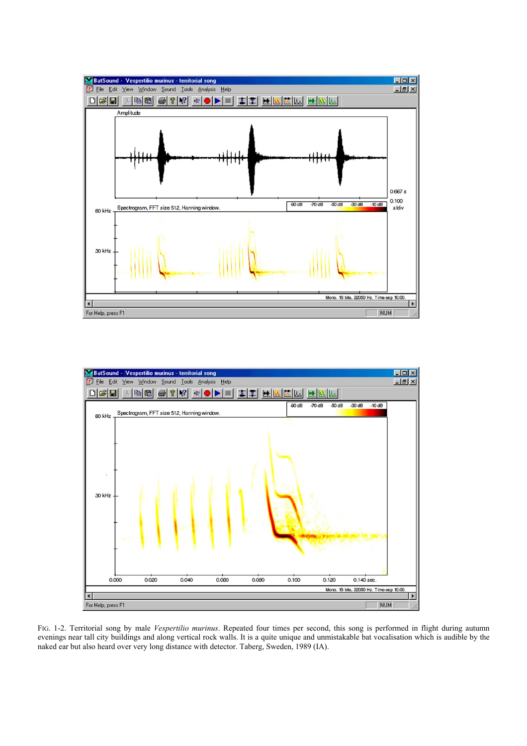FIG. 1-2. Territorial song by male *Vespertilio murinus*. Repeated four times per second, this song is performed in flight during autumn evenings near tall city buildings and along vertical rock walls. It is a quite unique and unmistakable bat vocalisation which is audible by the naked ear but also heard over very long distance with detector. Taberg, Sweden, 1989 (IA).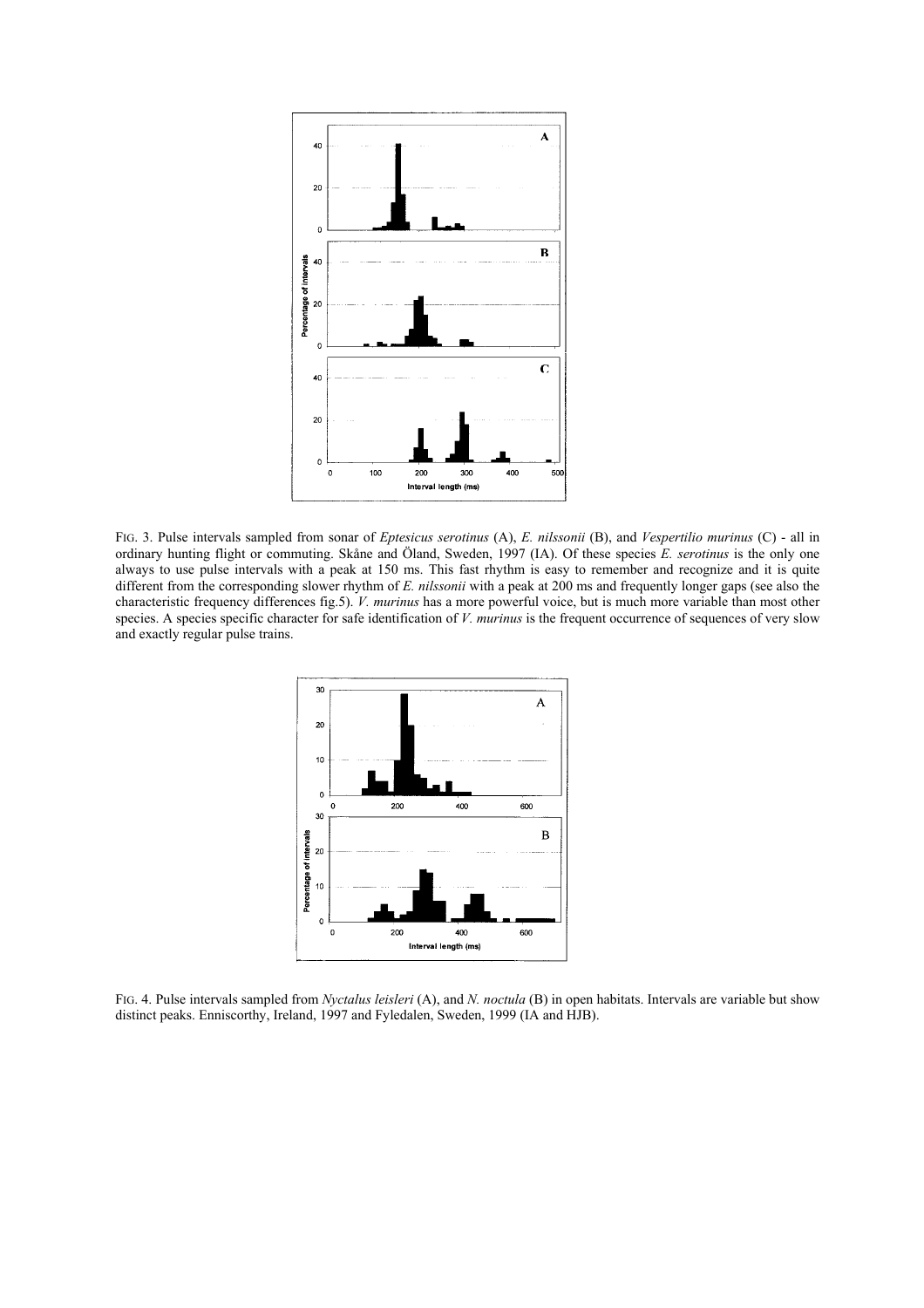FIG. 3. Pulse intervals sampled from sonar of *Eptesicus serotinus* (A), *E. nilssonii* (B), and *Vespertilio murinus* (C) - all in ordinary hunting flight or commuting. Skåne and Öland, Sweden, 1997 (IA). Of these species *E. serotinus* is the only one always to use pulse intervals with a peak at 150 ms. This fast rhythm is easy to remember and recognize and it is quite different from the corresponding slower rhythm of *E. nilssonii* with a peak at 200 ms and frequently longer gaps (see also the characteristic frequency differences fig.5). *V. murinus* has a more powerful voice, but is much more variable than most other species. A species specific character for safe identification of *V. murinus* is the frequent occurrence of sequences of very slow and exactly regular pulse trains.

FIG. 4. Pulse intervals sampled from *Nyctalus leisleri* (A), and *N. noctula* (B) in open habitats. Intervals are variable but show distinct peaks. Enniscorthy, Ireland, 1997 and Fyledalen, Sweden, 1999 (IA and HJB).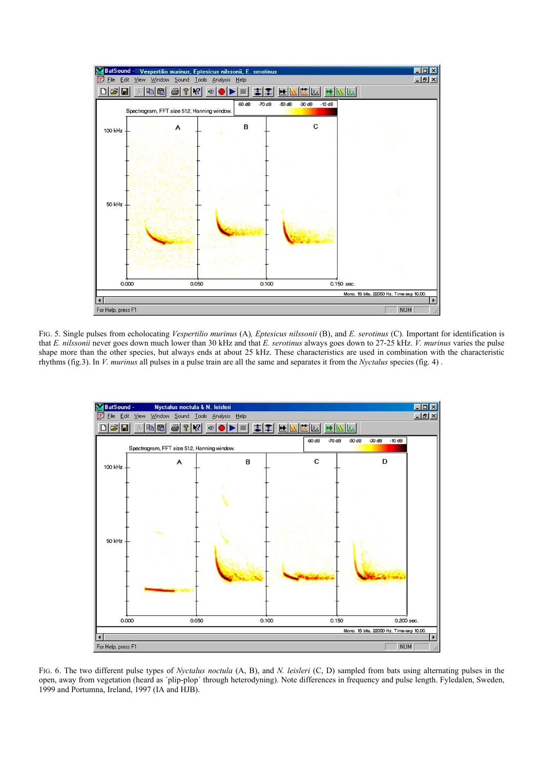FIG. 5. Single pulses from echolocating *Vespertilio murinus* (A), *Eptesicus nilssonii* (B), and *E. serotinus* (C). Important for identification is that *E. nilssonii* never goes down much lower than 30 kHz and that *E. serotinus* always goes down to 27-25 kHz. *V. murinus* varies the pulse shape more than the other species, but always ends at about 25 kHz. These characteristics are used in combination with the characteristic rhythms (fig.3). In *V. murinus* all pulses in a pulse train are all the same and separates it from the *Nyctalus* species (fig. 4) .

FIG. 6. The two different pulse types of *Nyctalus noctula* (A, B), and *N. leisleri* (C, D) sampled from bats using alternating pulses in the open, away from vegetation (heard as ´plip-plop´ through heterodyning). Note differences in frequency and pulse length. Fyledalen, Sweden, 1999 and Portumna, Ireland, 1997 (IA and HJB).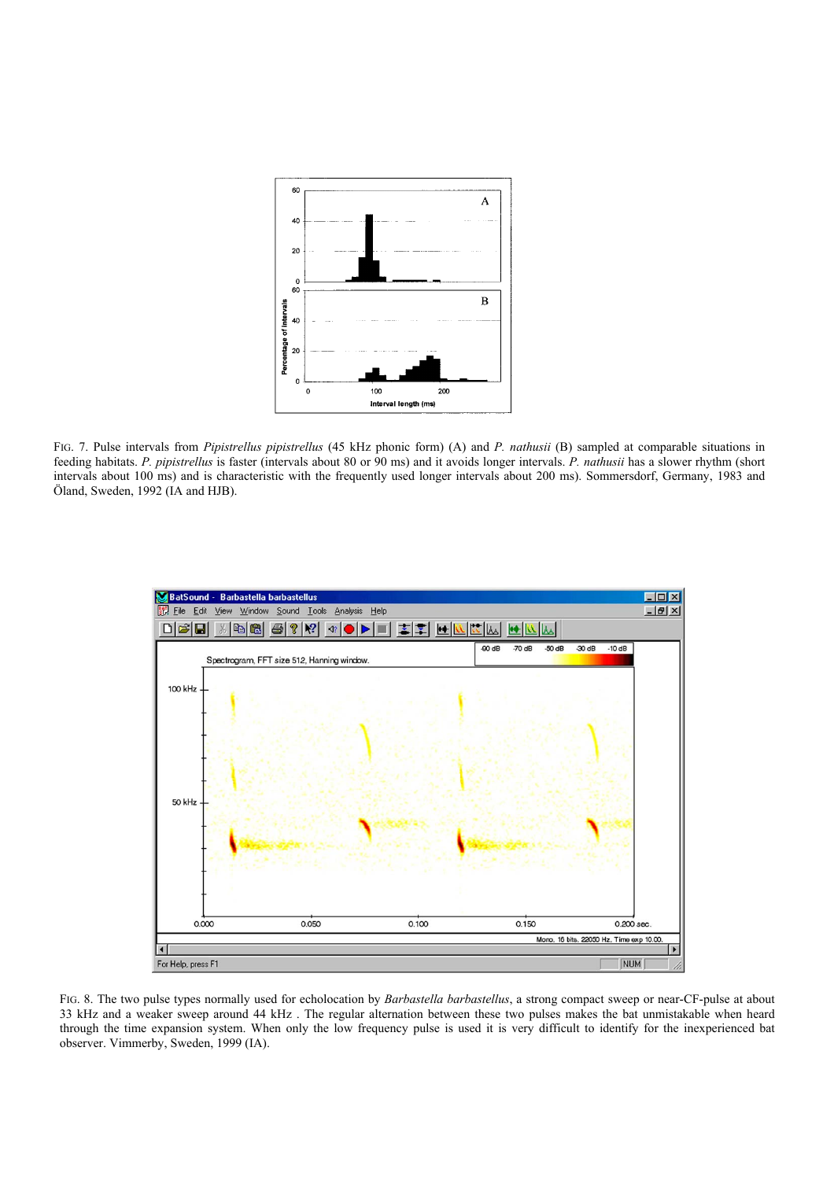FIG. 7. Pulse intervals from *Pipistrellus pipistrellus* (45 kHz phonic form) (A) and *P. nathusii* (B) sampled at comparable situations in feeding habitats. *P. pipistrellus* is faster (intervals about 80 or 90 ms) and it avoids longer intervals. *P. nathusii* has a slower rhythm (short intervals about 100 ms) and is characteristic with the frequently used longer intervals about 200 ms). Sommersdorf, Germany, 1983 and Öland, Sweden, 1992 (IA and HJB).

FIG. 8. The two pulse types normally used for echolocation by *Barbastella barbastellus*, a strong compact sweep or near-CF-pulse at about 33 kHz and a weaker sweep around 44 kHz . The regular alternation between these two pulses makes the bat unmistakable when heard through the time expansion system. When only the low frequency pulse is used it is very difficult to identify for the inexperienced bat observer. Vimmerby, Sweden, 1999 (IA).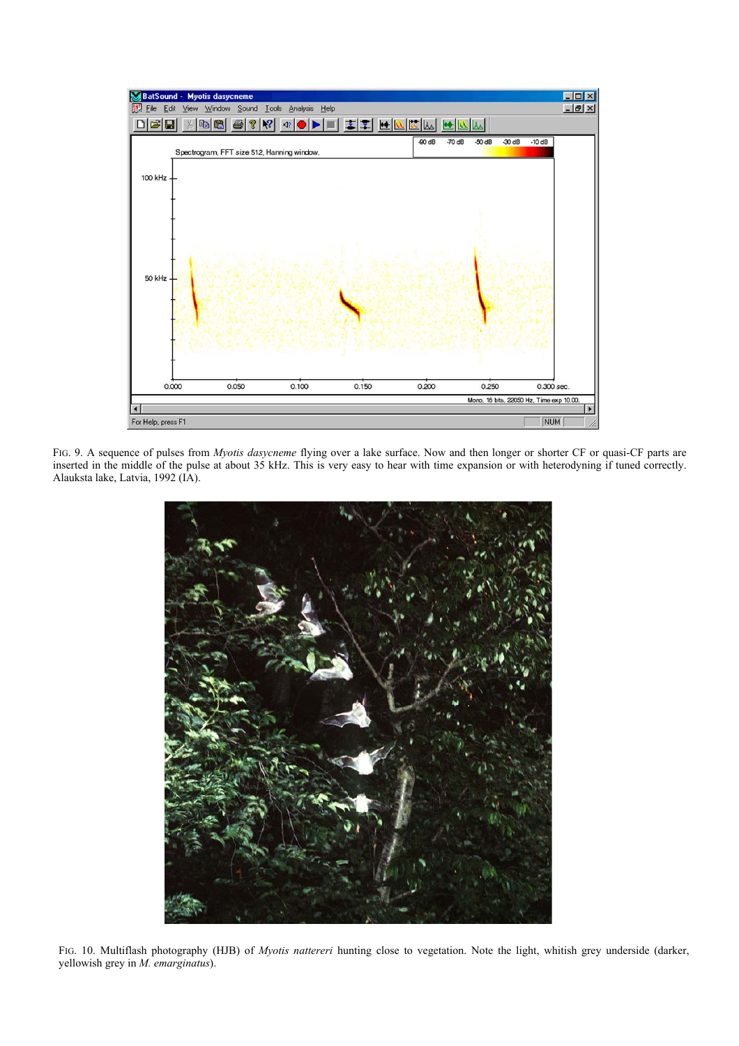BatSound - Myotis dasycneme

File Edit View Window Sound Tools Analysis Help

Spectrogram, FFT size 512, Hanning window.

-90 dB -70 dB -50 dB -30 dB -10 dB

100 kHz

50 kHz

0.000 0.050 0.100 0.150 0.200 0.250 0.300 sec.

Mono, 16 bits, 22050 Hz, Time exp 10.00.

For Help, press F1

NUM

FIG. 9. A sequence of pulses from *Myotis dasycneme* flying over a lake surface. Now and then longer or shorter CF or quasi-CF parts are inserted in the middle of the pulse at about 35 kHz. This is very easy to hear with time expansion or with heterodyning if tuned correctly. Alauksta lake, Latvia, 1992 (IA).

FIG. 10. Multiflash photography (HJB) of *Myotis nattereri* hunting close to vegetation. Note the light, whitish grey underside (darker, yellowish grey in *M. emarginatus*).